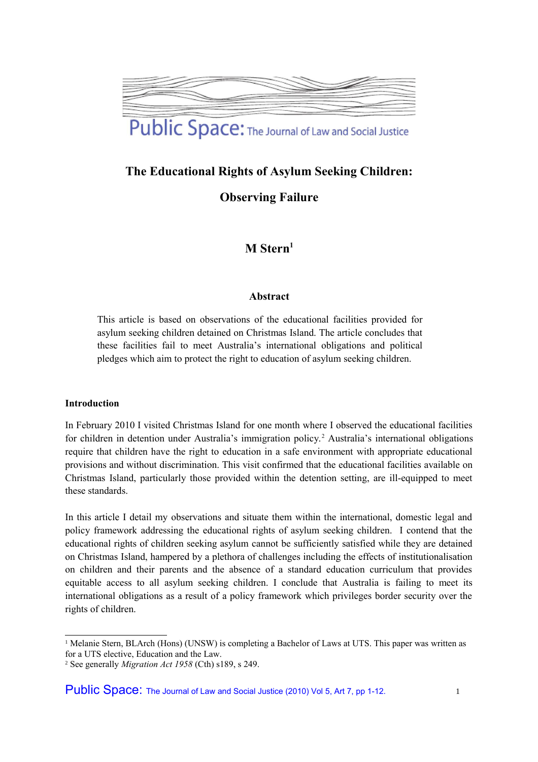# The Educational Rights of Asylum Seeking Children: Observing Failure

**M Stern[1]**

### Abstract

This article is based on observations of the educational facilities provided for asylum seeking children detained on Christmas Island. The article concludes that these facilities fail to meet Australia's international obligations and political pledges which aim to protect the right to education of asylum seeking children.

## Introduction

In February 2010 I visited Christmas Island for one month where I observed the educational facilities for children in detention under Australia's immigration policy.[2] Australia's international obligations require that children have the right to education in a safe environment with appropriate educational provisions and without discrimination. This visit confirmed that the educational facilities available on Christmas Island, particularly those provided within the detention setting, are ill-equipped to meet these standards.

In this article I detail my observations and situate them within the international, domestic legal and policy framework addressing the educational rights of asylum seeking children. I contend that the educational rights of children seeking asylum cannot be sufficiently satisfied while they are detained on Christmas Island, hampered by a plethora of challenges including the effects of institutionalisation on children and their parents and the absence of a standard education curriculum that provides equitable access to all asylum seeking children. I conclude that Australia is failing to meet its international obligations as a result of a policy framework which privileges border security over the rights of children.

---

[1] Melanie Stern, BLArch (Hons) (UNSW) is completing a Bachelor of Laws at UTS. This paper was written as for a UTS elective, Education and the Law.

[2] See generally *Migration Act 1958* (Cth) s189, s 249.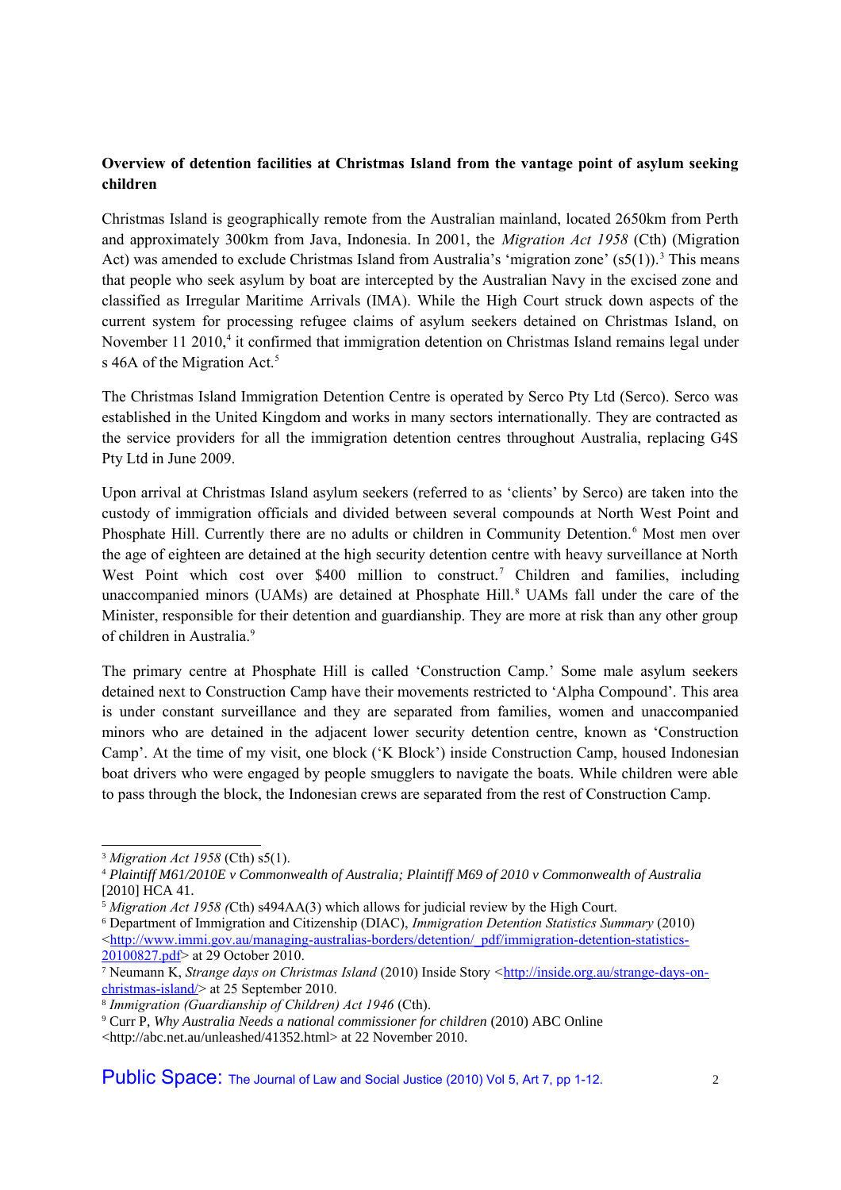**Overview of detention facilities at Christmas Island from the vantage point of asylum seeking children**

Christmas Island is geographically remote from the Australian mainland, located 2650km from Perth and approximately 300km from Java, Indonesia. In 2001, the *Migration Act 1958* (Cth) (Migration Act) was amended to exclude Christmas Island from Australia's 'migration zone' (s5(1)).[3] This means that people who seek asylum by boat are intercepted by the Australian Navy in the excised zone and classified as Irregular Maritime Arrivals (IMA). While the High Court struck down aspects of the current system for processing refugee claims of asylum seekers detained on Christmas Island, on November 11 2010,[4] it confirmed that immigration detention on Christmas Island remains legal under s 46A of the Migration Act.[5]

The Christmas Island Immigration Detention Centre is operated by Serco Pty Ltd (Serco). Serco was established in the United Kingdom and works in many sectors internationally. They are contracted as the service providers for all the immigration detention centres throughout Australia, replacing G4S Pty Ltd in June 2009.

Upon arrival at Christmas Island asylum seekers (referred to as 'clients' by Serco) are taken into the custody of immigration officials and divided between several compounds at North West Point and Phosphate Hill. Currently there are no adults or children in Community Detention.[6] Most men over the age of eighteen are detained at the high security detention centre with heavy surveillance at North West Point which cost over $400 million to construct.[7] Children and families, including unaccompanied minors (UAMs) are detained at Phosphate Hill.[8] UAMs fall under the care of the Minister, responsible for their detention and guardianship. They are more at risk than any other group of children in Australia.[9]

The primary centre at Phosphate Hill is called 'Construction Camp.' Some male asylum seekers detained next to Construction Camp have their movements restricted to 'Alpha Compound'. This area is under constant surveillance and they are separated from families, women and unaccompanied minors who are detained in the adjacent lower security detention centre, known as 'Construction Camp'. At the time of my visit, one block ('K Block') inside Construction Camp, housed Indonesian boat drivers who were engaged by people smugglers to navigate the boats. While children were able to pass through the block, the Indonesian crews are separated from the rest of Construction Camp.

---

[3] *Migration Act 1958* (Cth) s5(1).

[4] *Plaintiff M61/2010E v Commonwealth of Australia; Plaintiff M69 of 2010 v Commonwealth of Australia* [2010] HCA 41.

[5] *Migration Act 1958 (*Cth) s494AA(3) which allows for judicial review by the High Court.

[6] Department of Immigration and Citizenship (DIAC), *Immigration Detention Statistics Summary* (2010) <http://www.immi.gov.au/managing-australias-borders/detention/_pdf/immigration-detention-statistics-20100827.pdf> at 29 October 2010.

[7] Neumann K, *Strange days on Christmas Island* (2010) Inside Story <http://inside.org.au/strange-days-on-christmas-island/> at 25 September 2010.

[8] *Immigration (Guardianship of Children) Act 1946* (Cth).

[9] Curr P, *Why Australia Needs a national commissioner for children* (2010) ABC Online <http://abc.net.au/unleashed/41352.html> at 22 November 2010.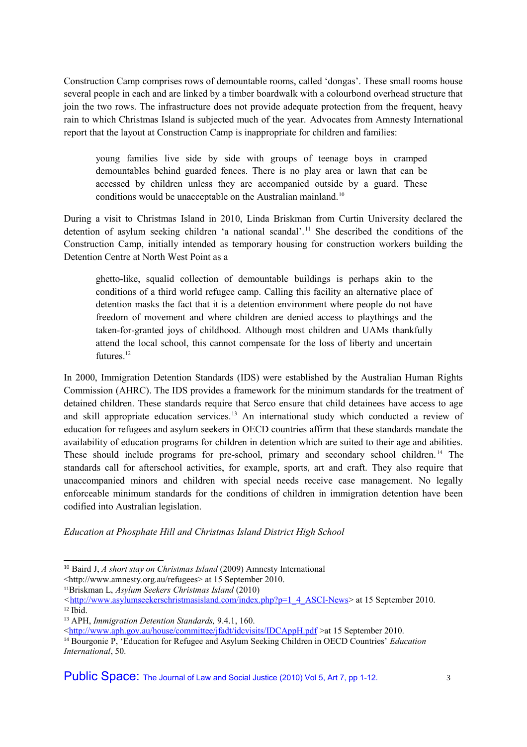Construction Camp comprises rows of demountable rooms, called 'dongas'. These small rooms house several people in each and are linked by a timber boardwalk with a colourbond overhead structure that join the two rows. The infrastructure does not provide adequate protection from the frequent, heavy rain to which Christmas Island is subjected much of the year. Advocates from Amnesty International report that the layout at Construction Camp is inappropriate for children and families:

> young families live side by side with groups of teenage boys in cramped demountables behind guarded fences. There is no play area or lawn that can be accessed by children unless they are accompanied outside by a guard. These conditions would be unacceptable on the Australian mainland.[10]

During a visit to Christmas Island in 2010, Linda Briskman from Curtin University declared the detention of asylum seeking children 'a national scandal'.[11] She described the conditions of the Construction Camp, initially intended as temporary housing for construction workers building the Detention Centre at North West Point as a

> ghetto-like, squalid collection of demountable buildings is perhaps akin to the conditions of a third world refugee camp. Calling this facility an alternative place of detention masks the fact that it is a detention environment where people do not have freedom of movement and where children are denied access to playthings and the taken-for-granted joys of childhood. Although most children and UAMs thankfully attend the local school, this cannot compensate for the loss of liberty and uncertain futures.[12]

In 2000, Immigration Detention Standards (IDS) were established by the Australian Human Rights Commission (AHRC). The IDS provides a framework for the minimum standards for the treatment of detained children. These standards require that Serco ensure that child detainees have access to age and skill appropriate education services.[13] An international study which conducted a review of education for refugees and asylum seekers in OECD countries affirm that these standards mandate the availability of education programs for children in detention which are suited to their age and abilities. These should include programs for pre-school, primary and secondary school children.[14] The standards call for afterschool activities, for example, sports, art and craft. They also require that unaccompanied minors and children with special needs receive case management. No legally enforceable minimum standards for the conditions of children in immigration detention have been codified into Australian legislation.

*Education at Phosphate Hill and Christmas Island District High School*

---

[10] Baird J, *A short stay on Christmas Island* (2009) Amnesty International <http://www.amnesty.org.au/refugees> at 15 September 2010.

[11] Briskman L, *Asylum Seekers Christmas Island* (2010) <http://www.asylumseekerschristmasisland.com/index.php?p=1_4_ASCI-News> at 15 September 2010.

[12] Ibid.

[13] APH, *Immigration Detention Standards,* 9.4.1, 160. <http://www.aph.gov.au/house/committee/jfadt/idcvisits/IDCAppH.pdf >at 15 September 2010.

[14] Bourgonie P, 'Education for Refugee and Asylum Seeking Children in OECD Countries' *Education International*, 50.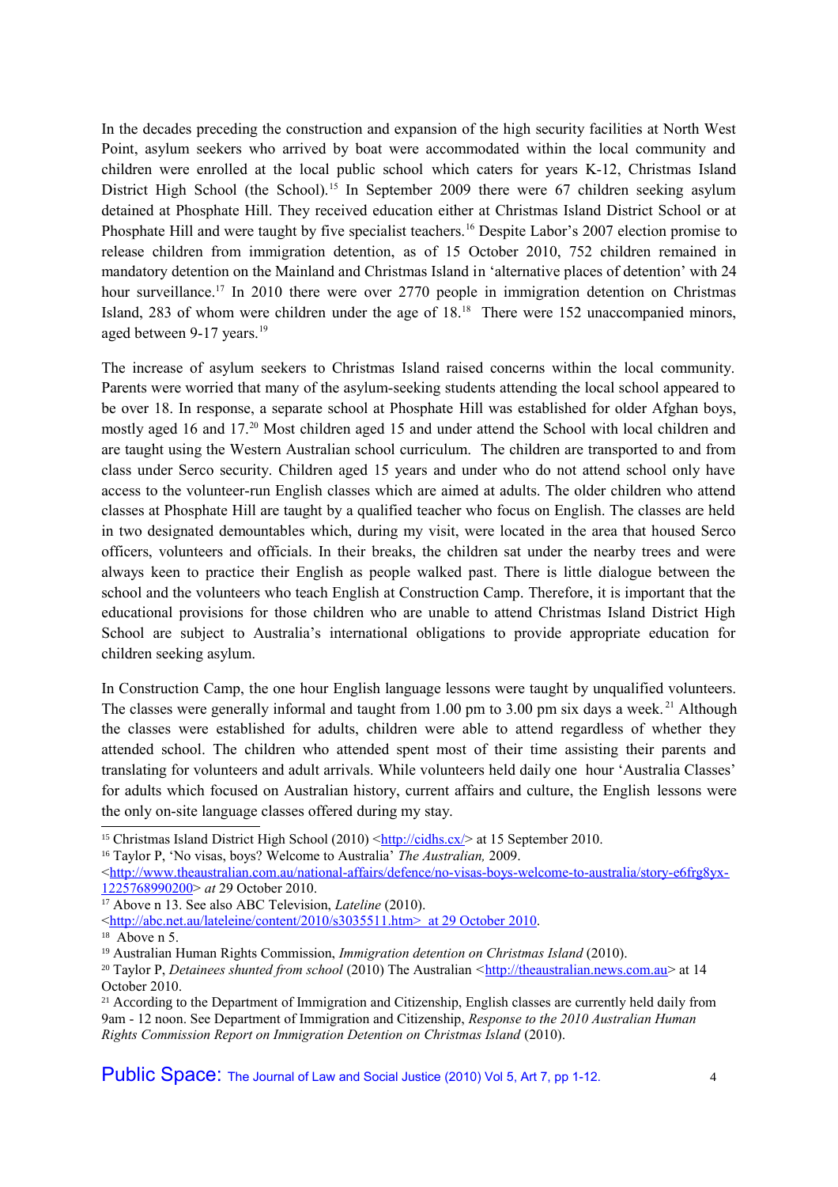In the decades preceding the construction and expansion of the high security facilities at North West Point, asylum seekers who arrived by boat were accommodated within the local community and children were enrolled at the local public school which caters for years K-12, Christmas Island District High School (the School).[15] In September 2009 there were 67 children seeking asylum detained at Phosphate Hill. They received education either at Christmas Island District School or at Phosphate Hill and were taught by five specialist teachers.[16] Despite Labor's 2007 election promise to release children from immigration detention, as of 15 October 2010, 752 children remained in mandatory detention on the Mainland and Christmas Island in 'alternative places of detention' with 24 hour surveillance.[17] In 2010 there were over 2770 people in immigration detention on Christmas Island, 283 of whom were children under the age of 18.[18] There were 152 unaccompanied minors, aged between 9-17 years.[19]

The increase of asylum seekers to Christmas Island raised concerns within the local community. Parents were worried that many of the asylum-seeking students attending the local school appeared to be over 18. In response, a separate school at Phosphate Hill was established for older Afghan boys, mostly aged 16 and 17.[20] Most children aged 15 and under attend the School with local children and are taught using the Western Australian school curriculum. The children are transported to and from class under Serco security. Children aged 15 years and under who do not attend school only have access to the volunteer-run English classes which are aimed at adults. The older children who attend classes at Phosphate Hill are taught by a qualified teacher who focus on English. The classes are held in two designated demountables which, during my visit, were located in the area that housed Serco officers, volunteers and officials. In their breaks, the children sat under the nearby trees and were always keen to practice their English as people walked past. There is little dialogue between the school and the volunteers who teach English at Construction Camp. Therefore, it is important that the educational provisions for those children who are unable to attend Christmas Island District High School are subject to Australia's international obligations to provide appropriate education for children seeking asylum.

In Construction Camp, the one hour English language lessons were taught by unqualified volunteers. The classes were generally informal and taught from 1.00 pm to 3.00 pm six days a week.[21] Although the classes were established for adults, children were able to attend regardless of whether they attended school. The children who attended spent most of their time assisting their parents and translating for volunteers and adult arrivals. While volunteers held daily one hour 'Australia Classes' for adults which focused on Australian history, current affairs and culture, the English lessons were the only on-site language classes offered during my stay.

---

[15] Christmas Island District High School (2010) <http://cidhs.cx/> at 15 September 2010.

[16] Taylor P, 'No visas, boys? Welcome to Australia' *The Australian,* 2009. <http://www.theaustralian.com.au/national-affairs/defence/no-visas-boys-welcome-to-australia/story-e6frg8yx-1225768990200> *at* 29 October 2010.

[17] Above n 13. See also ABC Television, *Lateline* (2010). <http://abc.net.au/lateleine/content/2010/s3035511.htm> at 29 October 2010.

[18] Above n 5.

[19] Australian Human Rights Commission, *Immigration detention on Christmas Island* (2010).

[20] Taylor P, *Detainees shunted from school* (2010) The Australian <http://theaustralian.news.com.au> at 14 October 2010.

[21] According to the Department of Immigration and Citizenship, English classes are currently held daily from 9am - 12 noon. See Department of Immigration and Citizenship, *Response to the 2010 Australian Human Rights Commission Report on Immigration Detention on Christmas Island* (2010).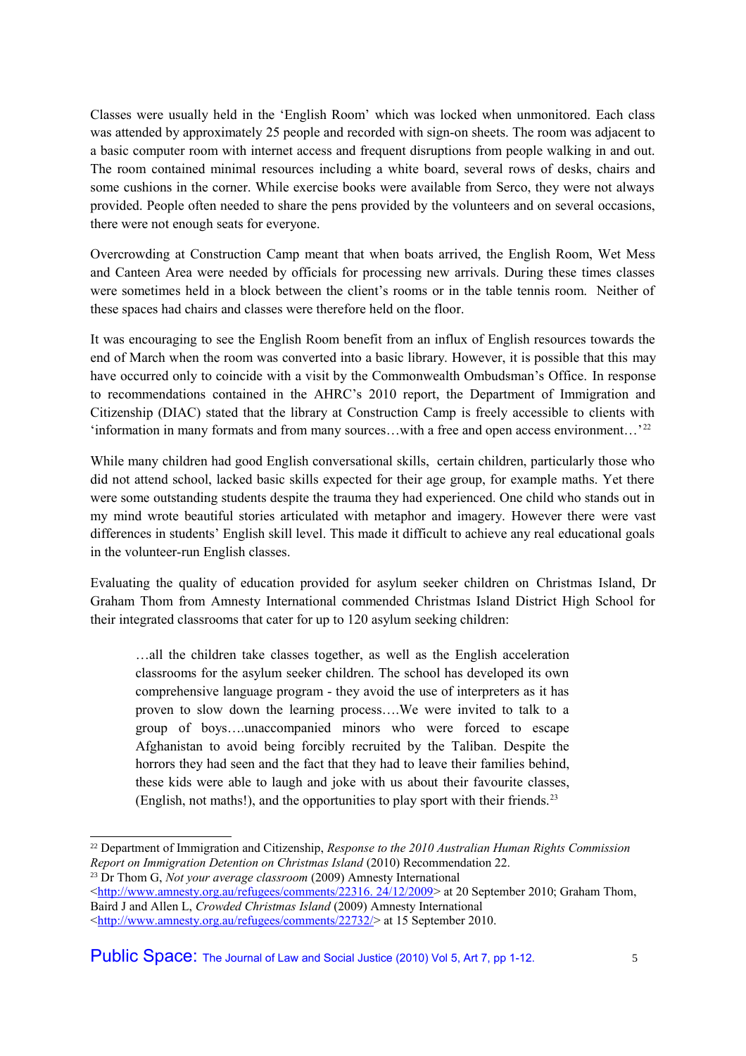Classes were usually held in the 'English Room' which was locked when unmonitored. Each class was attended by approximately 25 people and recorded with sign-on sheets. The room was adjacent to a basic computer room with internet access and frequent disruptions from people walking in and out. The room contained minimal resources including a white board, several rows of desks, chairs and some cushions in the corner. While exercise books were available from Serco, they were not always provided. People often needed to share the pens provided by the volunteers and on several occasions, there were not enough seats for everyone.

Overcrowding at Construction Camp meant that when boats arrived, the English Room, Wet Mess and Canteen Area were needed by officials for processing new arrivals. During these times classes were sometimes held in a block between the client's rooms or in the table tennis room. Neither of these spaces had chairs and classes were therefore held on the floor.

It was encouraging to see the English Room benefit from an influx of English resources towards the end of March when the room was converted into a basic library. However, it is possible that this may have occurred only to coincide with a visit by the Commonwealth Ombudsman's Office. In response to recommendations contained in the AHRC's 2010 report, the Department of Immigration and Citizenship (DIAC) stated that the library at Construction Camp is freely accessible to clients with 'information in many formats and from many sources…with a free and open access environment…'[22]

While many children had good English conversational skills, certain children, particularly those who did not attend school, lacked basic skills expected for their age group, for example maths. Yet there were some outstanding students despite the trauma they had experienced. One child who stands out in my mind wrote beautiful stories articulated with metaphor and imagery. However there were vast differences in students' English skill level. This made it difficult to achieve any real educational goals in the volunteer-run English classes.

Evaluating the quality of education provided for asylum seeker children on Christmas Island, Dr Graham Thom from Amnesty International commended Christmas Island District High School for their integrated classrooms that cater for up to 120 asylum seeking children:

> …all the children take classes together, as well as the English acceleration classrooms for the asylum seeker children. The school has developed its own comprehensive language program - they avoid the use of interpreters as it has proven to slow down the learning process….We were invited to talk to a group of boys….unaccompanied minors who were forced to escape Afghanistan to avoid being forcibly recruited by the Taliban. Despite the horrors they had seen and the fact that they had to leave their families behind, these kids were able to laugh and joke with us about their favourite classes, (English, not maths!), and the opportunities to play sport with their friends.[23]

---

[22] Department of Immigration and Citizenship, *Response to the 2010 Australian Human Rights Commission Report on Immigration Detention on Christmas Island* (2010) Recommendation 22.

[23] Dr Thom G, *Not your average classroom* (2009) Amnesty International <http://www.amnesty.org.au/refugees/comments/22316. 24/12/2009> at 20 September 2010; Graham Thom, Baird J and Allen L, *Crowded Christmas Island* (2009) Amnesty International <http://www.amnesty.org.au/refugees/comments/22732/> at 15 September 2010.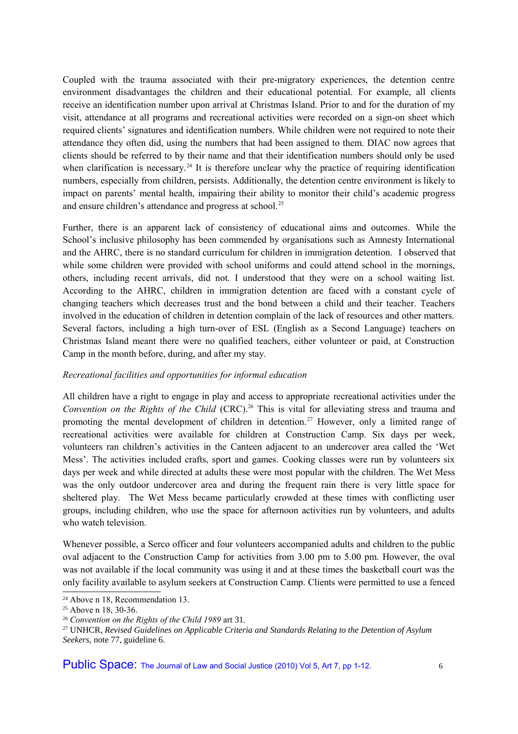Coupled with the trauma associated with their pre-migratory experiences, the detention centre environment disadvantages the children and their educational potential. For example, all clients receive an identification number upon arrival at Christmas Island. Prior to and for the duration of my visit, attendance at all programs and recreational activities were recorded on a sign-on sheet which required clients' signatures and identification numbers. While children were not required to note their attendance they often did, using the numbers that had been assigned to them. DIAC now agrees that clients should be referred to by their name and that their identification numbers should only be used when clarification is necessary.[24] It is therefore unclear why the practice of requiring identification numbers, especially from children, persists. Additionally, the detention centre environment is likely to impact on parents' mental health, impairing their ability to monitor their child's academic progress and ensure children's attendance and progress at school.[25]

Further, there is an apparent lack of consistency of educational aims and outcomes. While the School's inclusive philosophy has been commended by organisations such as Amnesty International and the AHRC, there is no standard curriculum for children in immigration detention. I observed that while some children were provided with school uniforms and could attend school in the mornings, others, including recent arrivals, did not. I understood that they were on a school waiting list. According to the AHRC, children in immigration detention are faced with a constant cycle of changing teachers which decreases trust and the bond between a child and their teacher. Teachers involved in the education of children in detention complain of the lack of resources and other matters. Several factors, including a high turn-over of ESL (English as a Second Language) teachers on Christmas Island meant there were no qualified teachers, either volunteer or paid, at Construction Camp in the month before, during, and after my stay.

*Recreational facilities and opportunities for informal education*

All children have a right to engage in play and access to appropriate recreational activities under the *Convention on the Rights of the Child* (CRC).[26] This is vital for alleviating stress and trauma and promoting the mental development of children in detention.[27] However, only a limited range of recreational activities were available for children at Construction Camp. Six days per week, volunteers ran children's activities in the Canteen adjacent to an undercover area called the 'Wet Mess'. The activities included crafts, sport and games. Cooking classes were run by volunteers six days per week and while directed at adults these were most popular with the children. The Wet Mess was the only outdoor undercover area and during the frequent rain there is very little space for sheltered play. The Wet Mess became particularly crowded at these times with conflicting user groups, including children, who use the space for afternoon activities run by volunteers, and adults who watch television.

Whenever possible, a Serco officer and four volunteers accompanied adults and children to the public oval adjacent to the Construction Camp for activities from 3.00 pm to 5.00 pm. However, the oval was not available if the local community was using it and at these times the basketball court was the only facility available to asylum seekers at Construction Camp. Clients were permitted to use a fenced

[24] Above n 18, Recommendation 13.

[25] Above n 18, 30-36.

[26] *Convention on the Rights of the Child 1989* art 31.

[27] UNHCR, *Revised Guidelines on Applicable Criteria and Standards Relating to the Detention of Asylum Seekers,* note 77, guideline 6.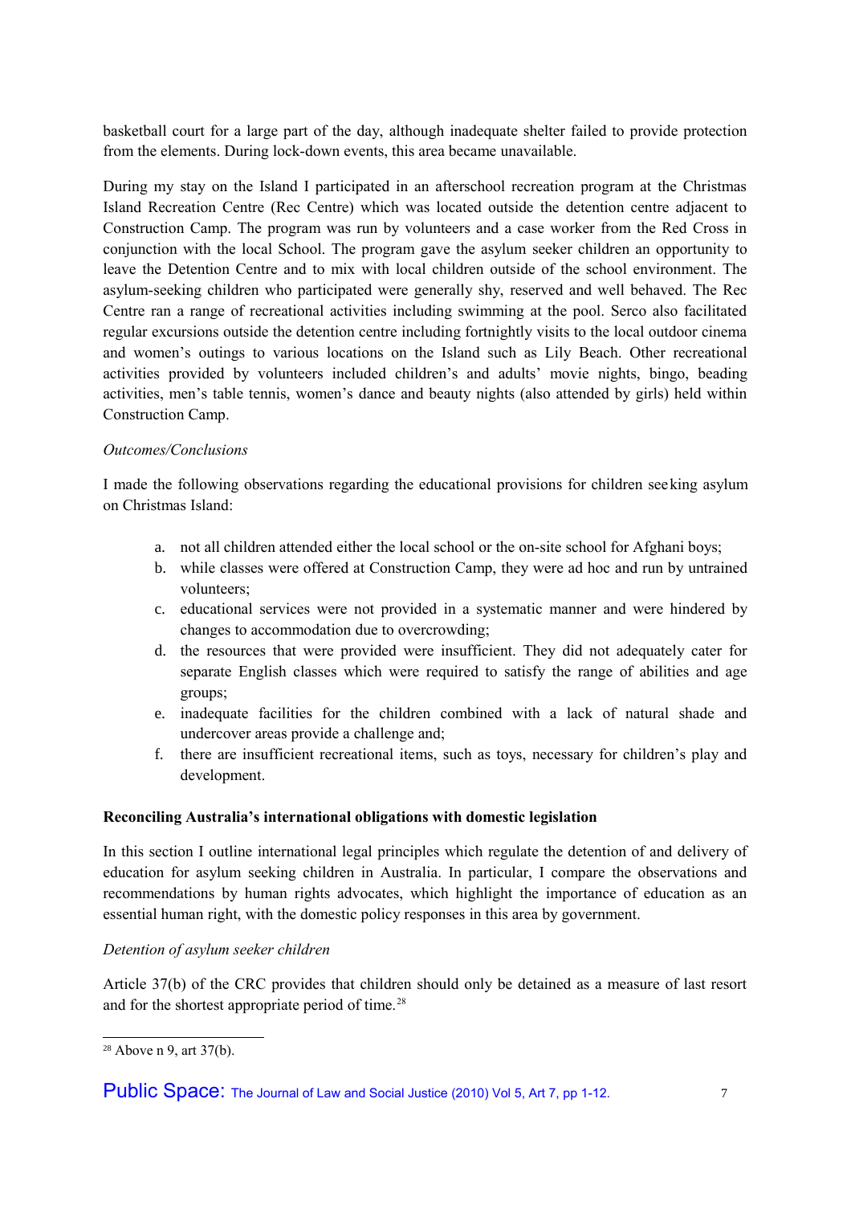basketball court for a large part of the day, although inadequate shelter failed to provide protection from the elements. During lock-down events, this area became unavailable.

During my stay on the Island I participated in an afterschool recreation program at the Christmas Island Recreation Centre (Rec Centre) which was located outside the detention centre adjacent to Construction Camp. The program was run by volunteers and a case worker from the Red Cross in conjunction with the local School. The program gave the asylum seeker children an opportunity to leave the Detention Centre and to mix with local children outside of the school environment. The asylum-seeking children who participated were generally shy, reserved and well behaved. The Rec Centre ran a range of recreational activities including swimming at the pool. Serco also facilitated regular excursions outside the detention centre including fortnightly visits to the local outdoor cinema and women's outings to various locations on the Island such as Lily Beach. Other recreational activities provided by volunteers included children's and adults' movie nights, bingo, beading activities, men's table tennis, women's dance and beauty nights (also attended by girls) held within Construction Camp.

*Outcomes/Conclusions*

I made the following observations regarding the educational provisions for children seeking asylum on Christmas Island:

a. not all children attended either the local school or the on-site school for Afghani boys;
b. while classes were offered at Construction Camp, they were ad hoc and run by untrained volunteers;
c. educational services were not provided in a systematic manner and were hindered by changes to accommodation due to overcrowding;
d. the resources that were provided were insufficient. They did not adequately cater for separate English classes which were required to satisfy the range of abilities and age groups;
e. inadequate facilities for the children combined with a lack of natural shade and undercover areas provide a challenge and;
f. there are insufficient recreational items, such as toys, necessary for children's play and development.

**Reconciling Australia's international obligations with domestic legislation**

In this section I outline international legal principles which regulate the detention of and delivery of education for asylum seeking children in Australia. In particular, I compare the observations and recommendations by human rights advocates, which highlight the importance of education as an essential human right, with the domestic policy responses in this area by government.

*Detention of asylum seeker children*

Article 37(b) of the CRC provides that children should only be detained as a measure of last resort and for the shortest appropriate period of time.[28]

[28] Above n 9, art 37(b).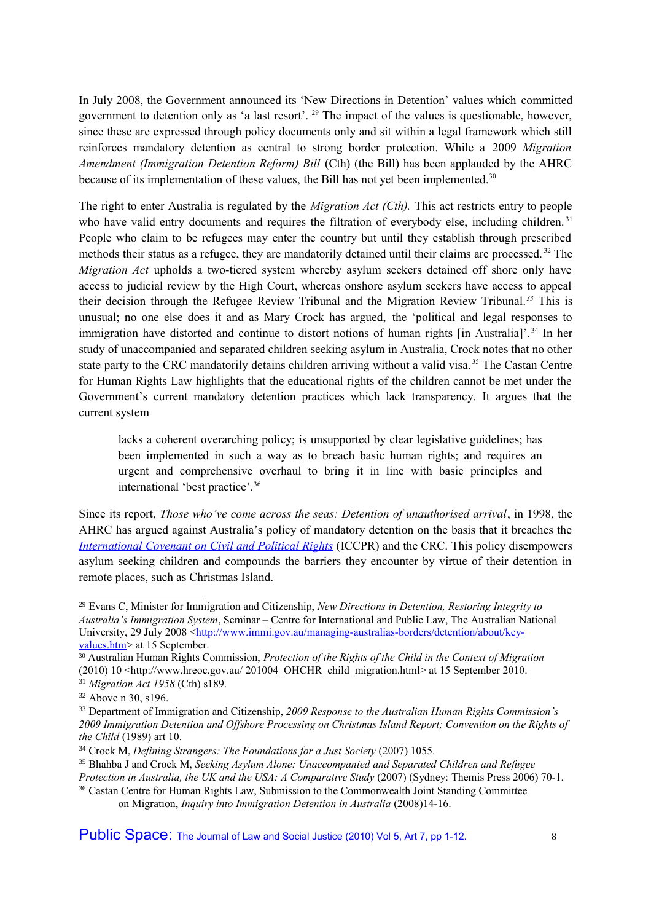In July 2008, the Government announced its 'New Directions in Detention' values which committed government to detention only as 'a last resort'. [29] The impact of the values is questionable, however, since these are expressed through policy documents only and sit within a legal framework which still reinforces mandatory detention as central to strong border protection. While a 2009 *Migration Amendment (Immigration Detention Reform) Bill* (Cth) (the Bill) has been applauded by the AHRC because of its implementation of these values, the Bill has not yet been implemented.[30]

The right to enter Australia is regulated by the *Migration Act (Cth).* This act restricts entry to people who have valid entry documents and requires the filtration of everybody else, including children.[31] People who claim to be refugees may enter the country but until they establish through prescribed methods their status as a refugee, they are mandatorily detained until their claims are processed.[32] The *Migration Act* upholds a two-tiered system whereby asylum seekers detained off shore only have access to judicial review by the High Court, whereas onshore asylum seekers have access to appeal their decision through the Refugee Review Tribunal and the Migration Review Tribunal.[33] This is unusual; no one else does it and as Mary Crock has argued, the 'political and legal responses to immigration have distorted and continue to distort notions of human rights [in Australia]'.[34] In her study of unaccompanied and separated children seeking asylum in Australia, Crock notes that no other state party to the CRC mandatorily detains children arriving without a valid visa.[35] The Castan Centre for Human Rights Law highlights that the educational rights of the children cannot be met under the Government's current mandatory detention practices which lack transparency. It argues that the current system

> lacks a coherent overarching policy; is unsupported by clear legislative guidelines; has been implemented in such a way as to breach basic human rights; and requires an urgent and comprehensive overhaul to bring it in line with basic principles and international 'best practice'.[36]

Since its report, *Those who've come across the seas: Detention of unauthorised arrival*, in 1998, the AHRC has argued against Australia's policy of mandatory detention on the basis that it breaches the *International Covenant on Civil and Political Rights* (ICCPR) and the CRC. This policy disempowers asylum seeking children and compounds the barriers they encounter by virtue of their detention in remote places, such as Christmas Island.

---

[29] Evans C, Minister for Immigration and Citizenship, *New Directions in Detention, Restoring Integrity to Australia's Immigration System*, Seminar – Centre for International and Public Law, The Australian National University, 29 July 2008 <http://www.immi.gov.au/managing-australias-borders/detention/about/key-values.htm> at 15 September.

[30] Australian Human Rights Commission, *Protection of the Rights of the Child in the Context of Migration* (2010) 10 <http://www.hreoc.gov.au/ 201004_OHCHR_child_migration.html> at 15 September 2010.

[31] *Migration Act 1958* (Cth) s189.

[32] Above n 30, s196.

[33] Department of Immigration and Citizenship, *2009 Response to the Australian Human Rights Commission's 2009 Immigration Detention and Offshore Processing on Christmas Island Report; Convention on the Rights of the Child* (1989) art 10.

[34] Crock M, *Defining Strangers: The Foundations for a Just Society* (2007) 1055.

[35] Bhabha J and Crock M, *Seeking Asylum Alone: Unaccompanied and Separated Children and Refugee Protection in Australia, the UK and the USA: A Comparative Study* (2007) (Sydney: Themis Press 2006) 70-1.

[36] Castan Centre for Human Rights Law, Submission to the Commonwealth Joint Standing Committee on Migration, *Inquiry into Immigration Detention in Australia* (2008)14-16.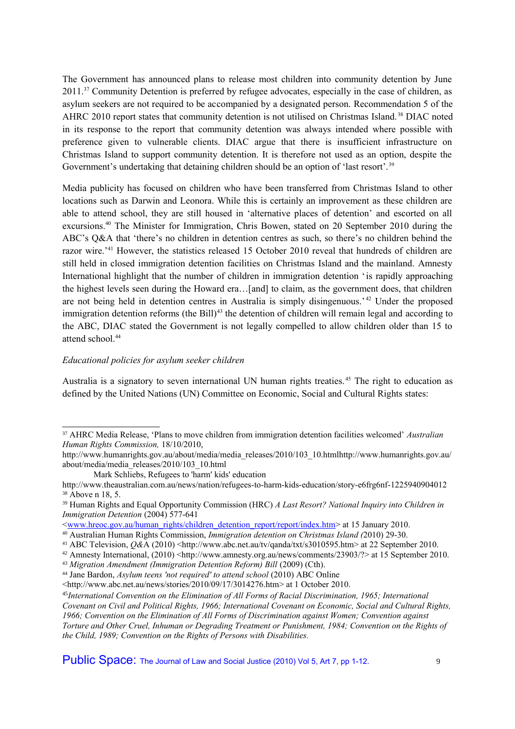The Government has announced plans to release most children into community detention by June 2011.[37] Community Detention is preferred by refugee advocates, especially in the case of children, as asylum seekers are not required to be accompanied by a designated person. Recommendation 5 of the AHRC 2010 report states that community detention is not utilised on Christmas Island.[38] DIAC noted in its response to the report that community detention was always intended where possible with preference given to vulnerable clients. DIAC argue that there is insufficient infrastructure on Christmas Island to support community detention. It is therefore not used as an option, despite the Government's undertaking that detaining children should be an option of 'last resort'.[39]

Media publicity has focused on children who have been transferred from Christmas Island to other locations such as Darwin and Leonora. While this is certainly an improvement as these children are able to attend school, they are still housed in 'alternative places of detention' and escorted on all excursions.[40] The Minister for Immigration, Chris Bowen, stated on 20 September 2010 during the ABC's Q&A that 'there's no children in detention centres as such, so there's no children behind the razor wire.'[41] However, the statistics released 15 October 2010 reveal that hundreds of children are still held in closed immigration detention facilities on Christmas Island and the mainland. Amnesty International highlight that the number of children in immigration detention 'is rapidly approaching the highest levels seen during the Howard era…[and] to claim, as the government does, that children are not being held in detention centres in Australia is simply disingenuous.'[42] Under the proposed immigration detention reforms (the Bill)[43] the detention of children will remain legal and according to the ABC, DIAC stated the Government is not legally compelled to allow children older than 15 to attend school.[44]

*Educational policies for asylum seeker children*

Australia is a signatory to seven international UN human rights treaties.[45] The right to education as defined by the United Nations (UN) Committee on Economic, Social and Cultural Rights states:

---

[37] AHRC Media Release, 'Plans to move children from immigration detention facilities welcomed' *Australian Human Rights Commission,* 18/10/2010, http://www.humanrights.gov.au/about/media/media_releases/2010/103_10.htmlhttp://www.humanrights.gov.au/about/media/media_releases/2010/103_10.html
Mark Schliebs, Refugees to 'harm' kids' education
http://www.theaustralian.com.au/news/nation/refugees-to-harm-kids-education/story-e6frg6nf-1225940904012

[38] Above n 18, 5.

[39] Human Rights and Equal Opportunity Commission (HRC) *A Last Resort? National Inquiry into Children in Immigration Detention* (2004) 577-641 <www.hreoc.gov.au/human_rights/children_detention_report/report/index.htm> at 15 January 2010.

[40] Australian Human Rights Commission, *Immigration detention on Christmas Island (*2010) 29-30.

[41] ABC Television, *Q&A* (2010) <http://www.abc.net.au/tv/qanda/txt/s3010595.htm> at 22 September 2010.

[42] Amnesty International, (2010) <http://www.amnesty.org.au/news/comments/23903/?> at 15 September 2010.

[43] *Migration Amendment (Immigration Detention Reform) Bill* (2009) (Cth).

[44] Jane Bardon, *Asylum teens 'not required' to attend school* (2010) ABC Online <http://www.abc.net.au/news/stories/2010/09/17/3014276.htm> at 1 October 2010.

[45] *International Convention on the Elimination of All Forms of Racial Discrimination, 1965; International Covenant on Civil and Political Rights, 1966; International Covenant on Economic, Social and Cultural Rights, 1966; Convention on the Elimination of All Forms of Discrimination against Women; Convention against Torture and Other Cruel, Inhuman or Degrading Treatment or Punishment, 1984; Convention on the Rights of the Child, 1989; Convention on the Rights of Persons with Disabilities.*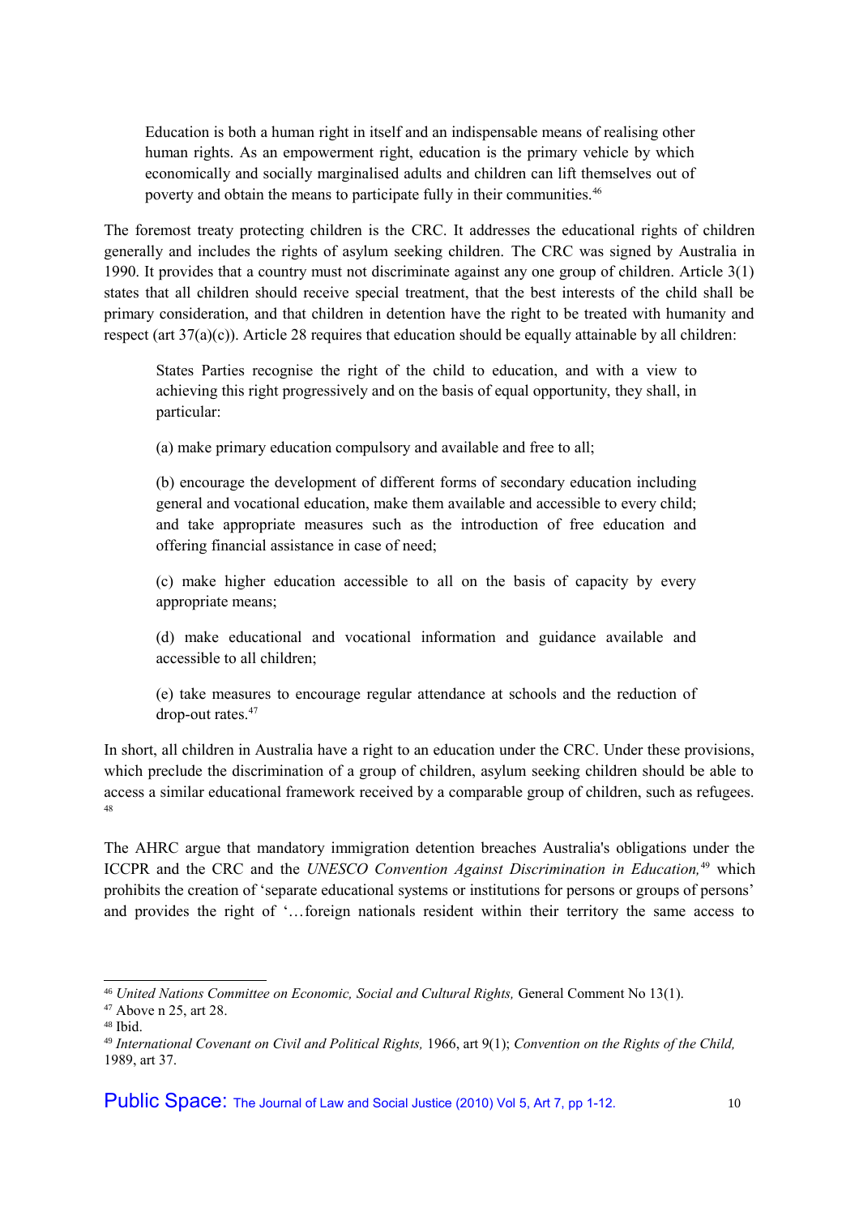> Education is both a human right in itself and an indispensable means of realising other human rights. As an empowerment right, education is the primary vehicle by which economically and socially marginalised adults and children can lift themselves out of poverty and obtain the means to participate fully in their communities.[46]

The foremost treaty protecting children is the CRC. It addresses the educational rights of children generally and includes the rights of asylum seeking children. The CRC was signed by Australia in 1990. It provides that a country must not discriminate against any one group of children. Article 3(1) states that all children should receive special treatment, that the best interests of the child shall be primary consideration, and that children in detention have the right to be treated with humanity and respect (art 37(a)(c)). Article 28 requires that education should be equally attainable by all children:

> States Parties recognise the right of the child to education, and with a view to achieving this right progressively and on the basis of equal opportunity, they shall, in particular:
>
> (a) make primary education compulsory and available and free to all;
>
> (b) encourage the development of different forms of secondary education including general and vocational education, make them available and accessible to every child; and take appropriate measures such as the introduction of free education and offering financial assistance in case of need;
>
> (c) make higher education accessible to all on the basis of capacity by every appropriate means;
>
> (d) make educational and vocational information and guidance available and accessible to all children;
>
> (e) take measures to encourage regular attendance at schools and the reduction of drop-out rates.[47]

In short, all children in Australia have a right to an education under the CRC. Under these provisions, which preclude the discrimination of a group of children, asylum seeking children should be able to access a similar educational framework received by a comparable group of children, such as refugees.[48]

The AHRC argue that mandatory immigration detention breaches Australia's obligations under the ICCPR and the CRC and the *UNESCO Convention Against Discrimination in Education,*[49] which prohibits the creation of 'separate educational systems or institutions for persons or groups of persons' and provides the right of '…foreign nationals resident within their territory the same access to

---

[46] *United Nations Committee on Economic, Social and Cultural Rights,* General Comment No 13(1).

[47] Above n 25, art 28.

[48] Ibid.

[49] *International Covenant on Civil and Political Rights,* 1966, art 9(1); *Convention on the Rights of the Child,* 1989, art 37.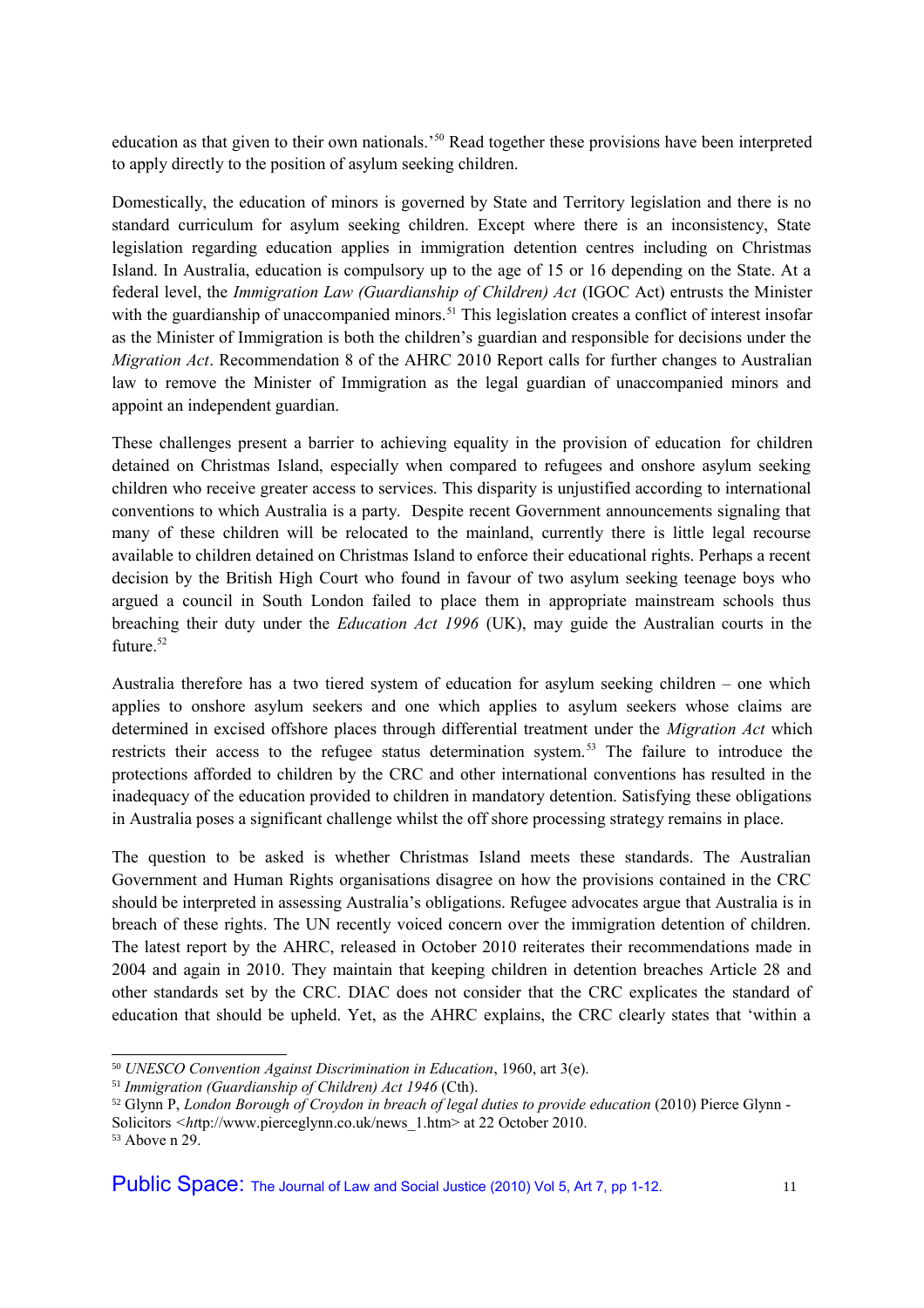education as that given to their own nationals.'[50] Read together these provisions have been interpreted to apply directly to the position of asylum seeking children.

Domestically, the education of minors is governed by State and Territory legislation and there is no standard curriculum for asylum seeking children. Except where there is an inconsistency, State legislation regarding education applies in immigration detention centres including on Christmas Island. In Australia, education is compulsory up to the age of 15 or 16 depending on the State. At a federal level, the *Immigration Law (Guardianship of Children) Act* (IGOC Act) entrusts the Minister with the guardianship of unaccompanied minors.[51] This legislation creates a conflict of interest insofar as the Minister of Immigration is both the children's guardian and responsible for decisions under the *Migration Act*. Recommendation 8 of the AHRC 2010 Report calls for further changes to Australian law to remove the Minister of Immigration as the legal guardian of unaccompanied minors and appoint an independent guardian.

These challenges present a barrier to achieving equality in the provision of education for children detained on Christmas Island, especially when compared to refugees and onshore asylum seeking children who receive greater access to services. This disparity is unjustified according to international conventions to which Australia is a party. Despite recent Government announcements signaling that many of these children will be relocated to the mainland, currently there is little legal recourse available to children detained on Christmas Island to enforce their educational rights. Perhaps a recent decision by the British High Court who found in favour of two asylum seeking teenage boys who argued a council in South London failed to place them in appropriate mainstream schools thus breaching their duty under the *Education Act 1996* (UK), may guide the Australian courts in the future.[52]

Australia therefore has a two tiered system of education for asylum seeking children – one which applies to onshore asylum seekers and one which applies to asylum seekers whose claims are determined in excised offshore places through differential treatment under the *Migration Act* which restricts their access to the refugee status determination system.[53] The failure to introduce the protections afforded to children by the CRC and other international conventions has resulted in the inadequacy of the education provided to children in mandatory detention. Satisfying these obligations in Australia poses a significant challenge whilst the off shore processing strategy remains in place.

The question to be asked is whether Christmas Island meets these standards. The Australian Government and Human Rights organisations disagree on how the provisions contained in the CRC should be interpreted in assessing Australia's obligations. Refugee advocates argue that Australia is in breach of these rights. The UN recently voiced concern over the immigration detention of children. The latest report by the AHRC, released in October 2010 reiterates their recommendations made in 2004 and again in 2010. They maintain that keeping children in detention breaches Article 28 and other standards set by the CRC. DIAC does not consider that the CRC explicates the standard of education that should be upheld. Yet, as the AHRC explains, the CRC clearly states that 'within a

---

[50] *UNESCO Convention Against Discrimination in Education*, 1960, art 3(e).

[51] *Immigration (Guardianship of Children) Act 1946* (Cth).

[52] Glynn P, *London Borough of Croydon in breach of legal duties to provide education* (2010) Pierce Glynn - Solicitors <*ht*tp://www.pierceglynn.co.uk/news_1.htm> at 22 October 2010.

[53] Above n 29.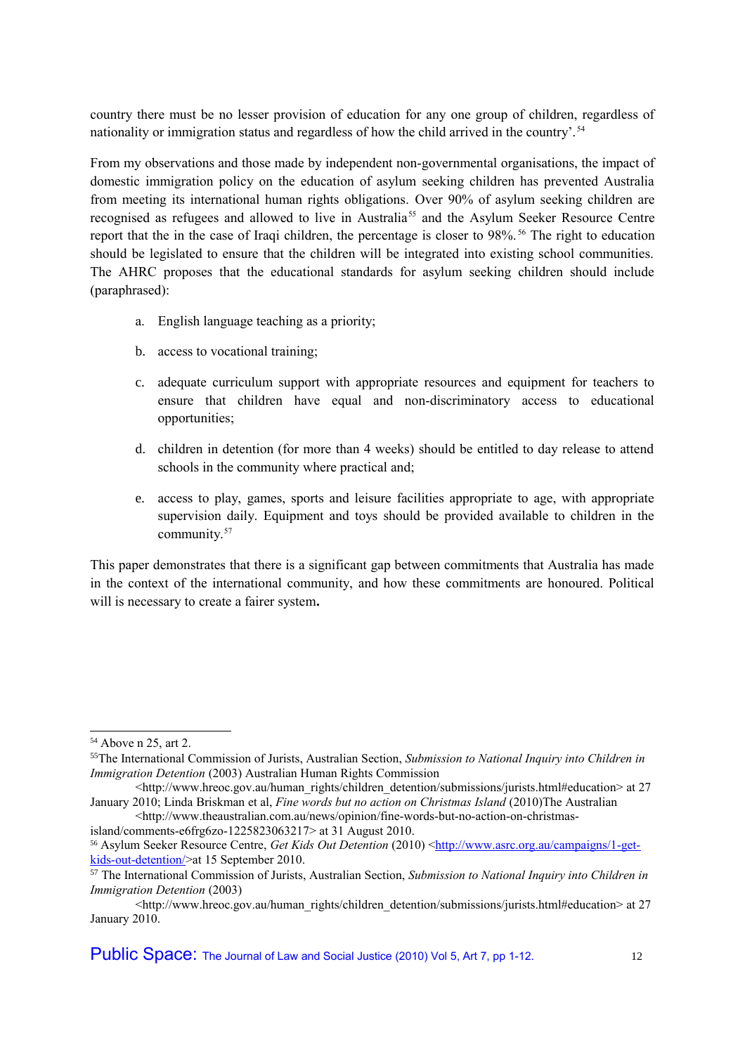country there must be no lesser provision of education for any one group of children, regardless of nationality or immigration status and regardless of how the child arrived in the country'.[54]

From my observations and those made by independent non-governmental organisations, the impact of domestic immigration policy on the education of asylum seeking children has prevented Australia from meeting its international human rights obligations. Over 90% of asylum seeking children are recognised as refugees and allowed to live in Australia[55] and the Asylum Seeker Resource Centre report that the in the case of Iraqi children, the percentage is closer to 98%.[56] The right to education should be legislated to ensure that the children will be integrated into existing school communities. The AHRC proposes that the educational standards for asylum seeking children should include (paraphrased):

a. English language teaching as a priority;

b. access to vocational training;

c. adequate curriculum support with appropriate resources and equipment for teachers to ensure that children have equal and non-discriminatory access to educational opportunities;

d. children in detention (for more than 4 weeks) should be entitled to day release to attend schools in the community where practical and;

e. access to play, games, sports and leisure facilities appropriate to age, with appropriate supervision daily. Equipment and toys should be provided available to children in the community.[57]

This paper demonstrates that there is a significant gap between commitments that Australia has made in the context of the international community, and how these commitments are honoured. Political will is necessary to create a fairer system**.**

---

[54] Above n 25, art 2.

[55] The International Commission of Jurists, Australian Section, *Submission to National Inquiry into Children in Immigration Detention* (2003) Australian Human Rights Commission <http://www.hreoc.gov.au/human_rights/children_detention/submissions/jurists.html#education> at 27 January 2010; Linda Briskman et al, *Fine words but no action on Christmas Island* (2010)The Australian <http://www.theaustralian.com.au/news/opinion/fine-words-but-no-action-on-christmas-island/comments-e6frg6zo-1225823063217> at 31 August 2010.

[56] Asylum Seeker Resource Centre, *Get Kids Out Detention* (2010) <http://www.asrc.org.au/campaigns/1-get-kids-out-detention/>at 15 September 2010.

[57] The International Commission of Jurists, Australian Section, *Submission to National Inquiry into Children in Immigration Detention* (2003) <http://www.hreoc.gov.au/human_rights/children_detention/submissions/jurists.html#education> at 27 January 2010.